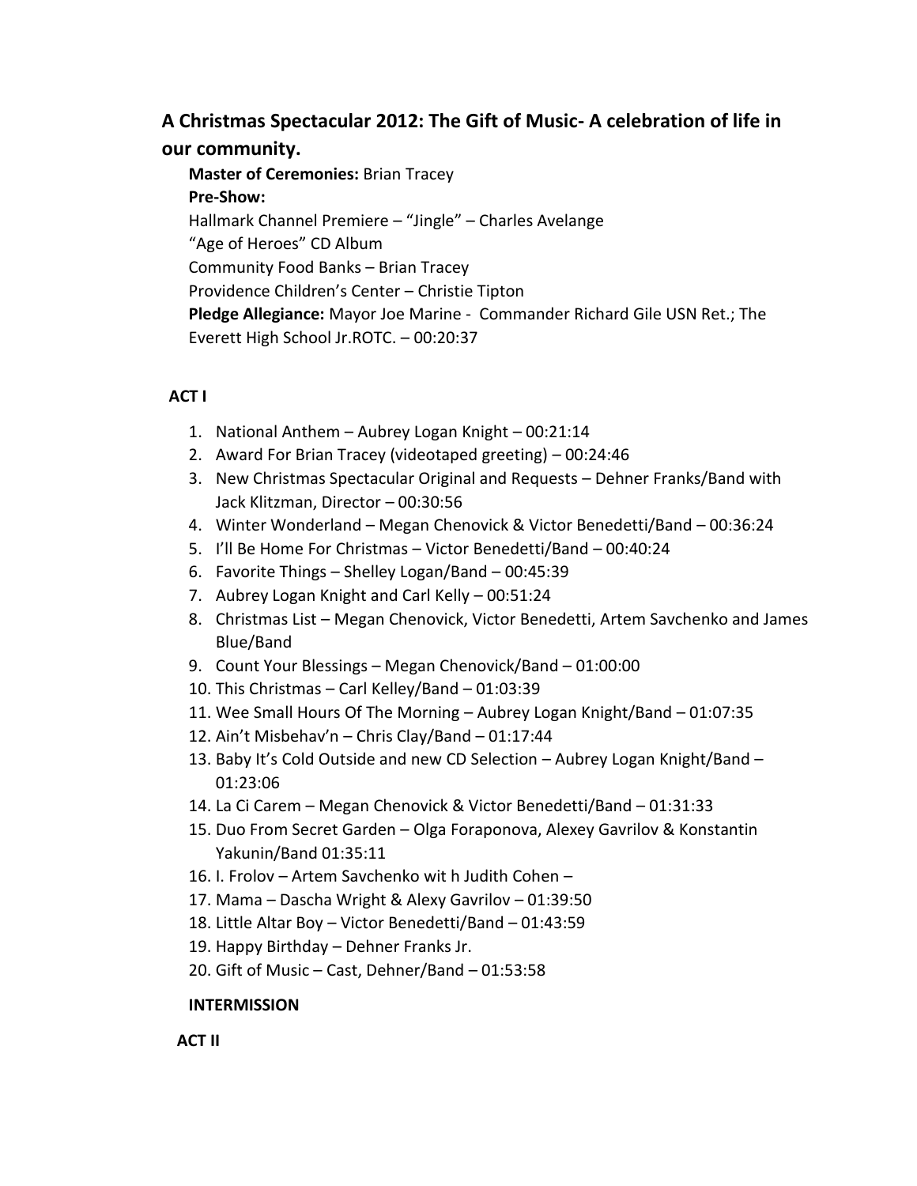## A Christmas Spectacular 2012: The Gift of Music- A celebration of life in our community.

**Master of Ceremonies:** Brian Tracey

**Pre-Show:**

Hallmark Channel Premiere – "Jingle" – Charles Avelange

"Age of Heroes" CD Album

Community Food Banks – Brian Tracey

Providence Children's Center – Christie Tipton

**Pledge Allegiance:** Mayor Joe Marine - Commander Richard Gile USN Ret.; The Everett High School Jr.ROTC. – 00:20:37

### ACT I

1. National Anthem – Aubrey Logan Knight – 00:21:14
2. Award For Brian Tracey (videotaped greeting) – 00:24:46
3. New Christmas Spectacular Original and Requests – Dehner Franks/Band with Jack Klitzman, Director – 00:30:56
4. Winter Wonderland – Megan Chenovick & Victor Benedetti/Band – 00:36:24
5. I'll Be Home For Christmas – Victor Benedetti/Band – 00:40:24
6. Favorite Things – Shelley Logan/Band – 00:45:39
7. Aubrey Logan Knight and Carl Kelly – 00:51:24
8. Christmas List – Megan Chenovick, Victor Benedetti, Artem Savchenko and James Blue/Band
9. Count Your Blessings – Megan Chenovick/Band – 01:00:00
10. This Christmas – Carl Kelley/Band – 01:03:39
11. Wee Small Hours Of The Morning – Aubrey Logan Knight/Band – 01:07:35
12. Ain't Misbehav'n – Chris Clay/Band – 01:17:44
13. Baby It's Cold Outside and new CD Selection – Aubrey Logan Knight/Band – 01:23:06
14. La Ci Carem – Megan Chenovick & Victor Benedetti/Band – 01:31:33
15. Duo From Secret Garden – Olga Foraponova, Alexey Gavrilov & Konstantin Yakunin/Band 01:35:11
16. I. Frolov – Artem Savchenko wit h Judith Cohen –
17. Mama – Dascha Wright & Alexy Gavrilov – 01:39:50
18. Little Altar Boy – Victor Benedetti/Band – 01:43:59
19. Happy Birthday – Dehner Franks Jr.
20. Gift of Music – Cast, Dehner/Band – 01:53:58

**INTERMISSION**

### ACT II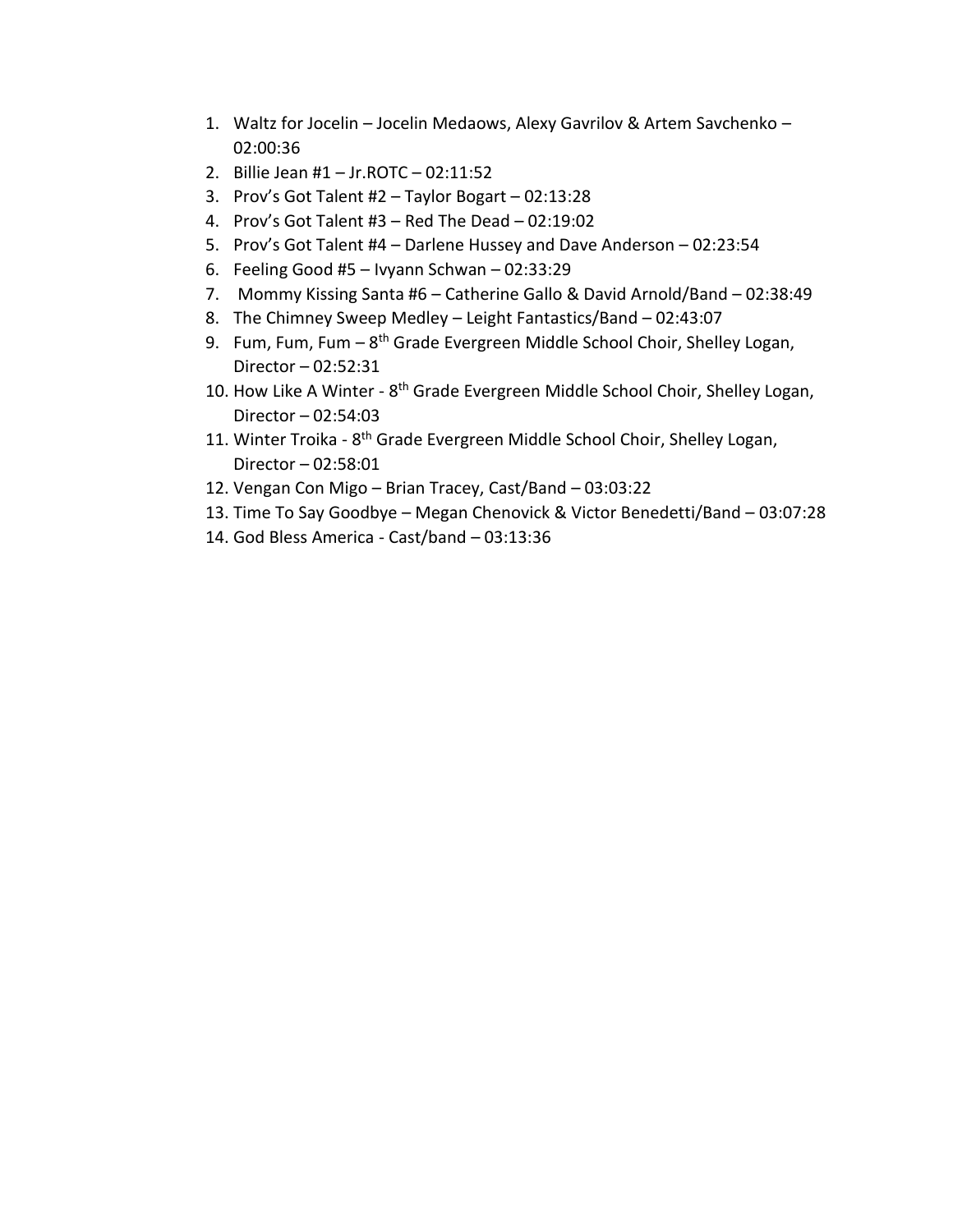1. Waltz for Jocelin – Jocelin Medaows, Alexy Gavrilov & Artem Savchenko – 02:00:36
2. Billie Jean #1 – Jr.ROTC – 02:11:52
3. Prov's Got Talent #2 – Taylor Bogart – 02:13:28
4. Prov's Got Talent #3 – Red The Dead – 02:19:02
5. Prov's Got Talent #4 – Darlene Hussey and Dave Anderson – 02:23:54
6. Feeling Good #5 – Ivyann Schwan – 02:33:29
7. Mommy Kissing Santa #6 – Catherine Gallo & David Arnold/Band – 02:38:49
8. The Chimney Sweep Medley – Leight Fantastics/Band – 02:43:07
9. Fum, Fum, Fum – 8th Grade Evergreen Middle School Choir, Shelley Logan, Director – 02:52:31
10. How Like A Winter - 8th Grade Evergreen Middle School Choir, Shelley Logan, Director – 02:54:03
11. Winter Troika - 8th Grade Evergreen Middle School Choir, Shelley Logan, Director – 02:58:01
12. Vengan Con Migo – Brian Tracey, Cast/Band – 03:03:22
13. Time To Say Goodbye – Megan Chenovick & Victor Benedetti/Band – 03:07:28
14. God Bless America - Cast/band – 03:13:36